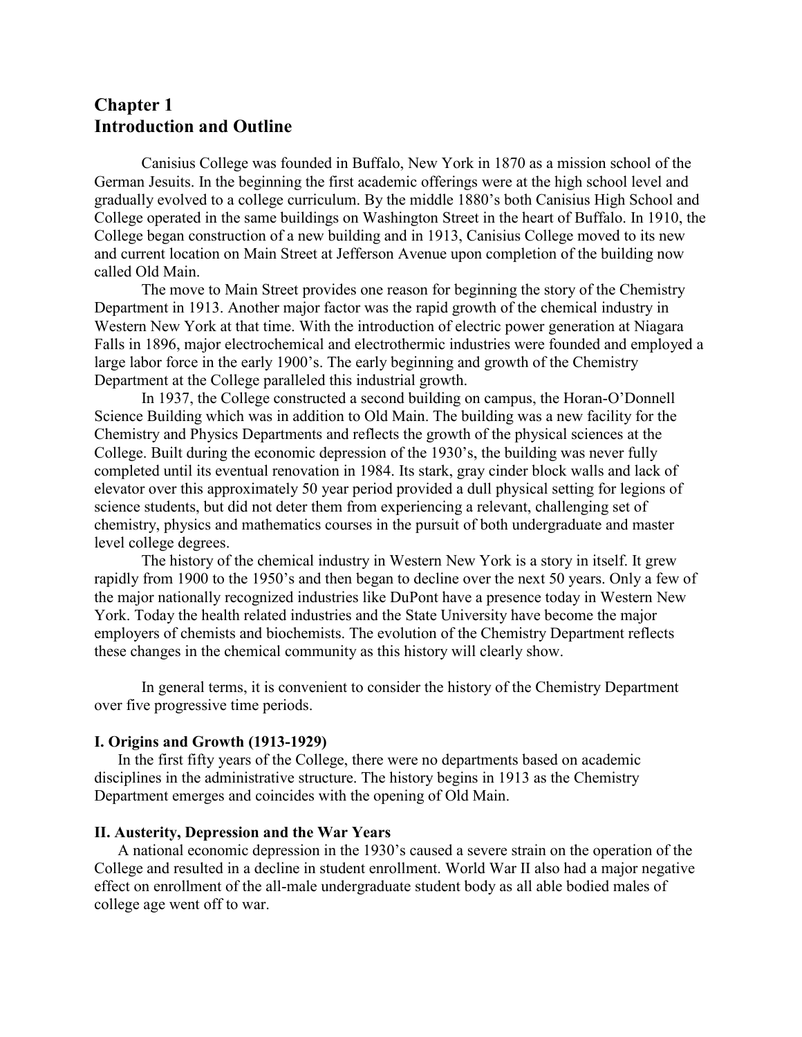# Chapter 1
# Introduction and Outline

Canisius College was founded in Buffalo, New York in 1870 as a mission school of the German Jesuits. In the beginning the first academic offerings were at the high school level and gradually evolved to a college curriculum. By the middle 1880's both Canisius High School and College operated in the same buildings on Washington Street in the heart of Buffalo. In 1910, the College began construction of a new building and in 1913, Canisius College moved to its new and current location on Main Street at Jefferson Avenue upon completion of the building now called Old Main.

The move to Main Street provides one reason for beginning the story of the Chemistry Department in 1913. Another major factor was the rapid growth of the chemical industry in Western New York at that time. With the introduction of electric power generation at Niagara Falls in 1896, major electrochemical and electrothermic industries were founded and employed a large labor force in the early 1900's. The early beginning and growth of the Chemistry Department at the College paralleled this industrial growth.

In 1937, the College constructed a second building on campus, the Horan-O'Donnell Science Building which was in addition to Old Main. The building was a new facility for the Chemistry and Physics Departments and reflects the growth of the physical sciences at the College. Built during the economic depression of the 1930's, the building was never fully completed until its eventual renovation in 1984. Its stark, gray cinder block walls and lack of elevator over this approximately 50 year period provided a dull physical setting for legions of science students, but did not deter them from experiencing a relevant, challenging set of chemistry, physics and mathematics courses in the pursuit of both undergraduate and master level college degrees.

The history of the chemical industry in Western New York is a story in itself. It grew rapidly from 1900 to the 1950's and then began to decline over the next 50 years. Only a few of the major nationally recognized industries like DuPont have a presence today in Western New York. Today the health related industries and the State University have become the major employers of chemists and biochemists. The evolution of the Chemistry Department reflects these changes in the chemical community as this history will clearly show.

In general terms, it is convenient to consider the history of the Chemistry Department over five progressive time periods.

**I. Origins and Growth (1913-1929)**

In the first fifty years of the College, there were no departments based on academic disciplines in the administrative structure. The history begins in 1913 as the Chemistry Department emerges and coincides with the opening of Old Main.

**II. Austerity, Depression and the War Years**

A national economic depression in the 1930's caused a severe strain on the operation of the College and resulted in a decline in student enrollment. World War II also had a major negative effect on enrollment of the all-male undergraduate student body as all able bodied males of college age went off to war.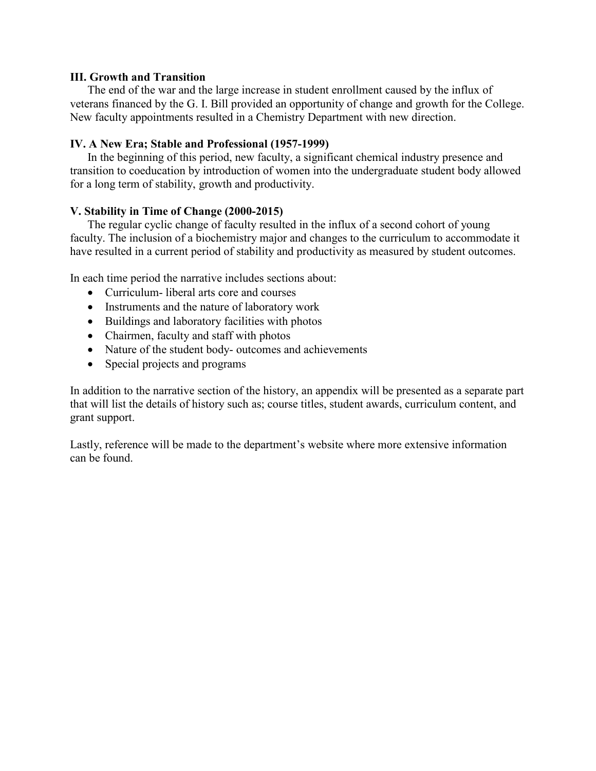**III. Growth and Transition**

The end of the war and the large increase in student enrollment caused by the influx of veterans financed by the G. I. Bill provided an opportunity of change and growth for the College. New faculty appointments resulted in a Chemistry Department with new direction.

**IV. A New Era; Stable and Professional (1957-1999)**

In the beginning of this period, new faculty, a significant chemical industry presence and transition to coeducation by introduction of women into the undergraduate student body allowed for a long term of stability, growth and productivity.

**V. Stability in Time of Change (2000-2015)**

The regular cyclic change of faculty resulted in the influx of a second cohort of young faculty. The inclusion of a biochemistry major and changes to the curriculum to accommodate it have resulted in a current period of stability and productivity as measured by student outcomes.

In each time period the narrative includes sections about:

- Curriculum- liberal arts core and courses
- Instruments and the nature of laboratory work
- Buildings and laboratory facilities with photos
- Chairmen, faculty and staff with photos
- Nature of the student body- outcomes and achievements
- Special projects and programs

In addition to the narrative section of the history, an appendix will be presented as a separate part that will list the details of history such as; course titles, student awards, curriculum content, and grant support.

Lastly, reference will be made to the department's website where more extensive information can be found.